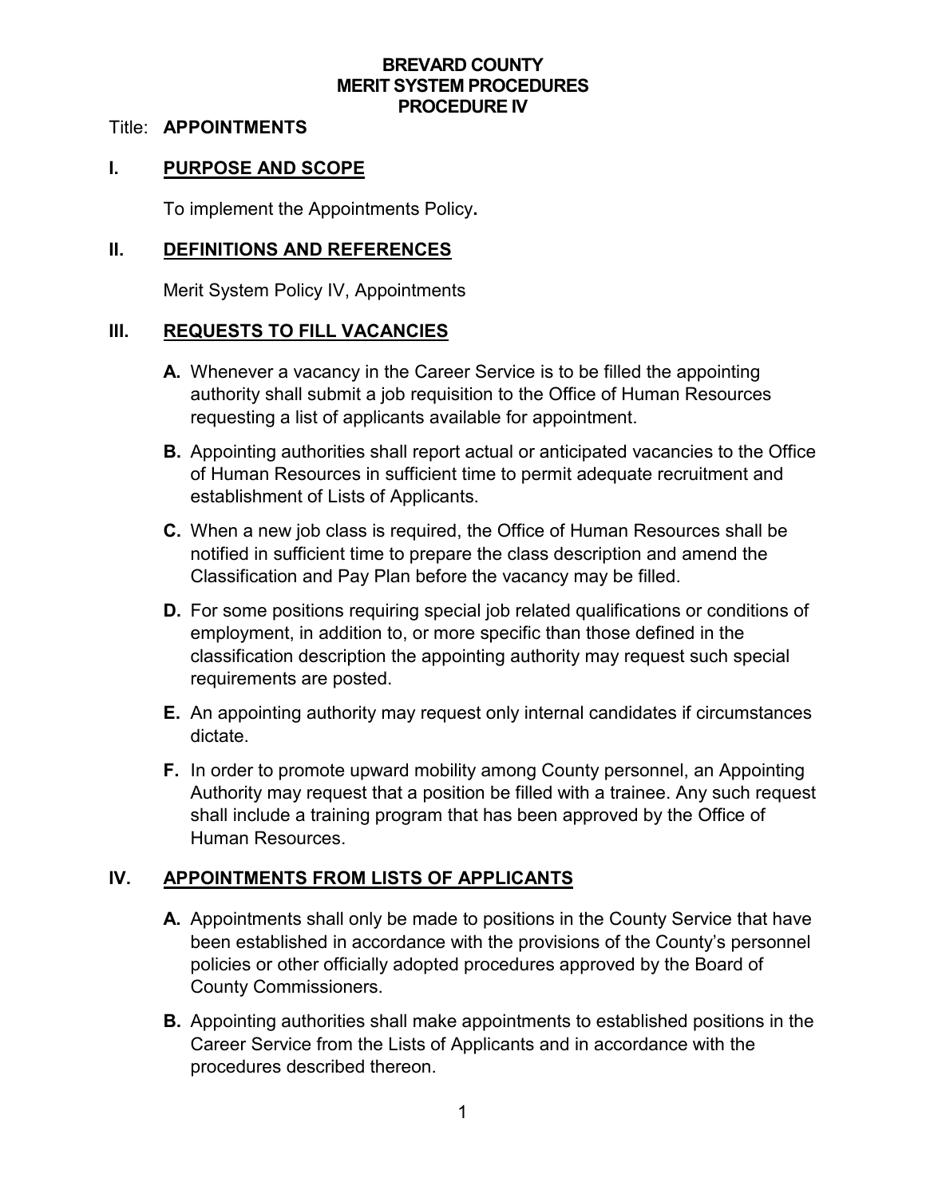**BREVARD COUNTY**
**MERIT SYSTEM PROCEDURES**
**PROCEDURE IV**

Title: **APPOINTMENTS**

## I. PURPOSE AND SCOPE

To implement the Appointments Policy**.**

## II. DEFINITIONS AND REFERENCES

Merit System Policy IV, Appointments

## III. REQUESTS TO FILL VACANCIES

**A.** Whenever a vacancy in the Career Service is to be filled the appointing authority shall submit a job requisition to the Office of Human Resources requesting a list of applicants available for appointment.

**B.** Appointing authorities shall report actual or anticipated vacancies to the Office of Human Resources in sufficient time to permit adequate recruitment and establishment of Lists of Applicants.

**C.** When a new job class is required, the Office of Human Resources shall be notified in sufficient time to prepare the class description and amend the Classification and Pay Plan before the vacancy may be filled.

**D.** For some positions requiring special job related qualifications or conditions of employment, in addition to, or more specific than those defined in the classification description the appointing authority may request such special requirements are posted.

**E.** An appointing authority may request only internal candidates if circumstances dictate.

**F.** In order to promote upward mobility among County personnel, an Appointing Authority may request that a position be filled with a trainee. Any such request shall include a training program that has been approved by the Office of Human Resources.

## IV. APPOINTMENTS FROM LISTS OF APPLICANTS

**A.** Appointments shall only be made to positions in the County Service that have been established in accordance with the provisions of the County's personnel policies or other officially adopted procedures approved by the Board of County Commissioners.

**B.** Appointing authorities shall make appointments to established positions in the Career Service from the Lists of Applicants and in accordance with the procedures described thereon.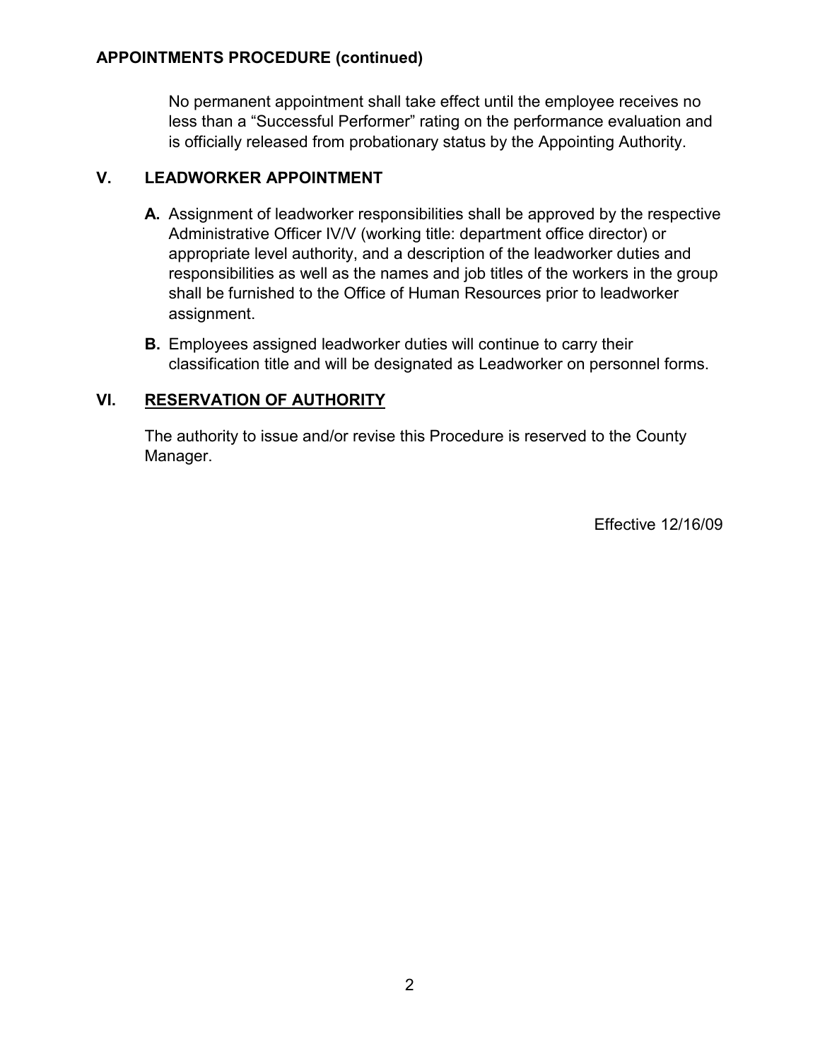**APPOINTMENTS PROCEDURE (continued)**

No permanent appointment shall take effect until the employee receives no less than a "Successful Performer" rating on the performance evaluation and is officially released from probationary status by the Appointing Authority.

## V. LEADWORKER APPOINTMENT

**A.** Assignment of leadworker responsibilities shall be approved by the respective Administrative Officer IV/V (working title: department office director) or appropriate level authority, and a description of the leadworker duties and responsibilities as well as the names and job titles of the workers in the group shall be furnished to the Office of Human Resources prior to leadworker assignment.

**B.** Employees assigned leadworker duties will continue to carry their classification title and will be designated as Leadworker on personnel forms.

## VI. RESERVATION OF AUTHORITY

The authority to issue and/or revise this Procedure is reserved to the County Manager.

Effective 12/16/09